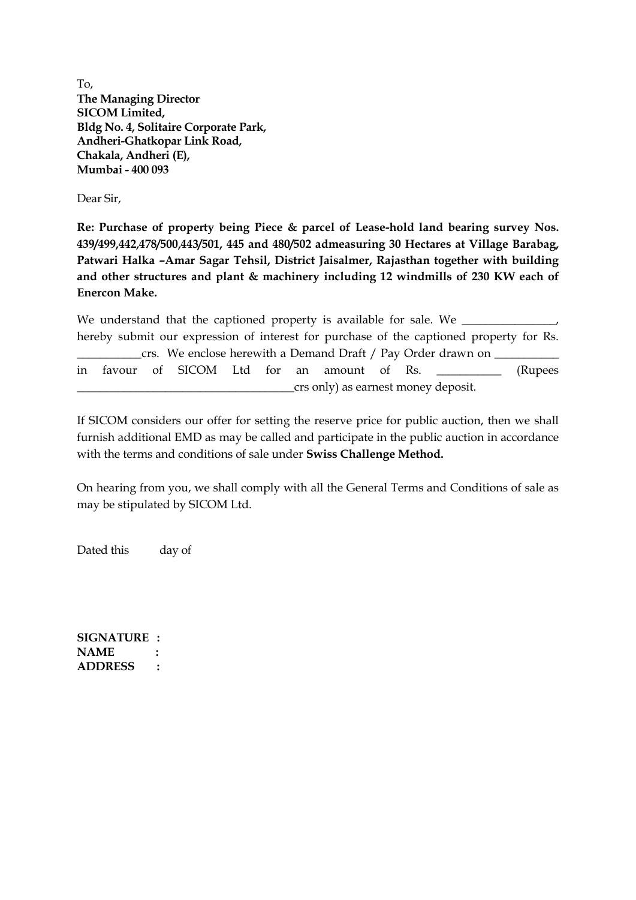To,
**The Managing Director**
**SICOM Limited,**
**Bldg No. 4, Solitaire Corporate Park,**
**Andheri-Ghatkopar Link Road,**
**Chakala, Andheri (E),**
**Mumbai - 400 093**

Dear Sir,

**Re: Purchase of property being Piece & parcel of Lease-hold land bearing survey Nos. 439/499,442,478/500,443/501, 445 and 480/502 admeasuring 30 Hectares at Village Barabag, Patwari Halka –Amar Sagar Tehsil, District Jaisalmer, Rajasthan together with building and other structures and plant & machinery including 12 windmills of 230 KW each of Enercon Make.**

We understand that the captioned property is available for sale. We _______________, hereby submit our expression of interest for purchase of the captioned property for Rs. ___________crs. We enclose herewith a Demand Draft / Pay Order drawn on ___________ in favour of SICOM Ltd for an amount of Rs. ___________ (Rupees _____________________________________crs only) as earnest money deposit.

If SICOM considers our offer for setting the reserve price for public auction, then we shall furnish additional EMD as may be called and participate in the public auction in accordance with the terms and conditions of sale under **Swiss Challenge Method.**

On hearing from you, we shall comply with all the General Terms and Conditions of sale as may be stipulated by SICOM Ltd.

Dated this day of

**SIGNATURE :**
**NAME :**
**ADDRESS :**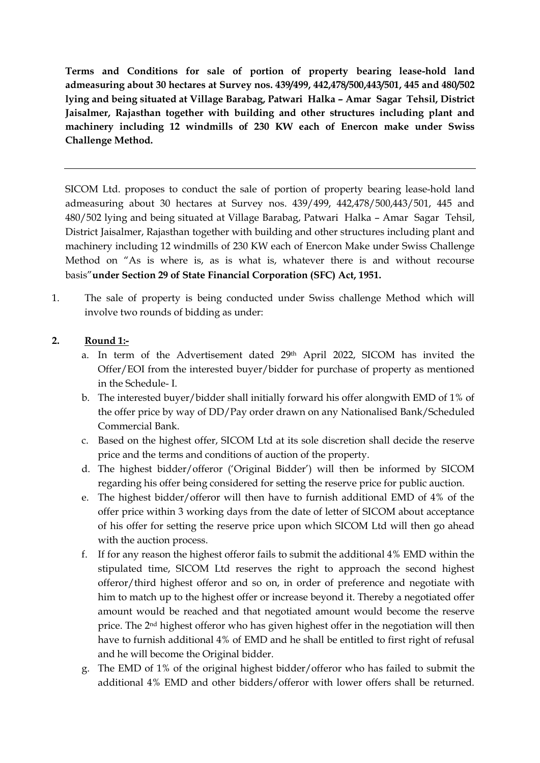**Terms and Conditions for sale of portion of property bearing lease-hold land admeasuring about 30 hectares at Survey nos. 439/499, 442,478/500,443/501, 445 and 480/502 lying and being situated at Village Barabag, Patwari Halka – Amar Sagar Tehsil, District Jaisalmer, Rajasthan together with building and other structures including plant and machinery including 12 windmills of 230 KW each of Enercon make under Swiss Challenge Method.**

---

SICOM Ltd. proposes to conduct the sale of portion of property bearing lease-hold land admeasuring about 30 hectares at Survey nos. 439/499, 442,478/500,443/501, 445 and 480/502 lying and being situated at Village Barabag, Patwari Halka – Amar Sagar Tehsil, District Jaisalmer, Rajasthan together with building and other structures including plant and machinery including 12 windmills of 230 KW each of Enercon Make under Swiss Challenge Method on "As is where is, as is what is, whatever there is and without recourse basis"**under Section 29 of State Financial Corporation (SFC) Act, 1951.**

1. The sale of property is being conducted under Swiss challenge Method which will involve two rounds of bidding as under:

2. **Round 1:-**
   a. In term of the Advertisement dated 29th April 2022, SICOM has invited the Offer/EOI from the interested buyer/bidder for purchase of property as mentioned in the Schedule- I.
   b. The interested buyer/bidder shall initially forward his offer alongwith EMD of 1% of the offer price by way of DD/Pay order drawn on any Nationalised Bank/Scheduled Commercial Bank.
   c. Based on the highest offer, SICOM Ltd at its sole discretion shall decide the reserve price and the terms and conditions of auction of the property.
   d. The highest bidder/offeror ('Original Bidder') will then be informed by SICOM regarding his offer being considered for setting the reserve price for public auction.
   e. The highest bidder/offeror will then have to furnish additional EMD of 4% of the offer price within 3 working days from the date of letter of SICOM about acceptance of his offer for setting the reserve price upon which SICOM Ltd will then go ahead with the auction process.
   f. If for any reason the highest offeror fails to submit the additional 4% EMD within the stipulated time, SICOM Ltd reserves the right to approach the second highest offeror/third highest offeror and so on, in order of preference and negotiate with him to match up to the highest offer or increase beyond it. Thereby a negotiated offer amount would be reached and that negotiated amount would become the reserve price. The 2nd highest offeror who has given highest offer in the negotiation will then have to furnish additional 4% of EMD and he shall be entitled to first right of refusal and he will become the Original bidder.
   g. The EMD of 1% of the original highest bidder/offeror who has failed to submit the additional 4% EMD and other bidders/offeror with lower offers shall be returned.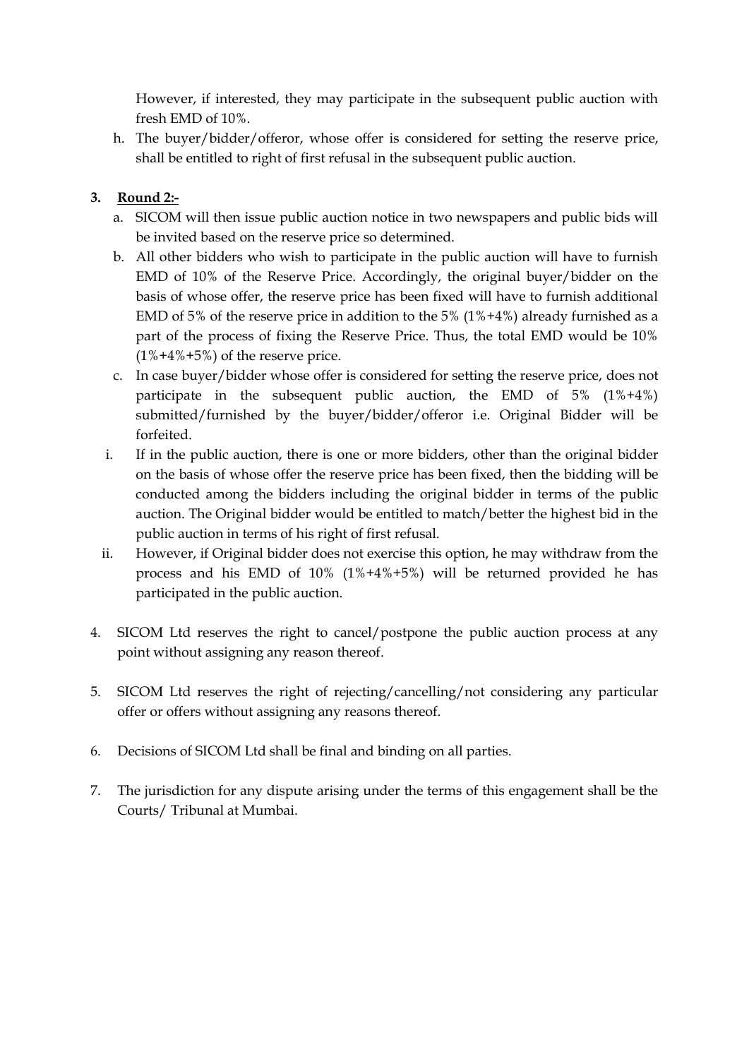However, if interested, they may participate in the subsequent public auction with fresh EMD of 10%.

h. The buyer/bidder/offeror, whose offer is considered for setting the reserve price, shall be entitled to right of first refusal in the subsequent public auction.

3. **<u>Round 2:-</u>**

   a. SICOM will then issue public auction notice in two newspapers and public bids will be invited based on the reserve price so determined.

   b. All other bidders who wish to participate in the public auction will have to furnish EMD of 10% of the Reserve Price. Accordingly, the original buyer/bidder on the basis of whose offer, the reserve price has been fixed will have to furnish additional EMD of 5% of the reserve price in addition to the 5% (1%+4%) already furnished as a part of the process of fixing the Reserve Price. Thus, the total EMD would be 10% (1%+4%+5%) of the reserve price.

   c. In case buyer/bidder whose offer is considered for setting the reserve price, does not participate in the subsequent public auction, the EMD of 5% (1%+4%) submitted/furnished by the buyer/bidder/offeror i.e. Original Bidder will be forfeited.

   i. If in the public auction, there is one or more bidders, other than the original bidder on the basis of whose offer the reserve price has been fixed, then the bidding will be conducted among the bidders including the original bidder in terms of the public auction. The Original bidder would be entitled to match/better the highest bid in the public auction in terms of his right of first refusal.

   ii. However, if Original bidder does not exercise this option, he may withdraw from the process and his EMD of 10% (1%+4%+5%) will be returned provided he has participated in the public auction.

4. SICOM Ltd reserves the right to cancel/postpone the public auction process at any point without assigning any reason thereof.

5. SICOM Ltd reserves the right of rejecting/cancelling/not considering any particular offer or offers without assigning any reasons thereof.

6. Decisions of SICOM Ltd shall be final and binding on all parties.

7. The jurisdiction for any dispute arising under the terms of this engagement shall be the Courts/ Tribunal at Mumbai.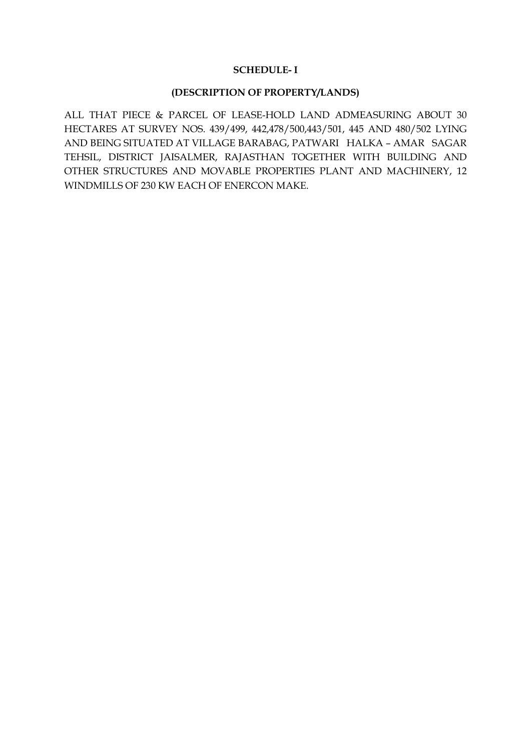**SCHEDULE- I**

**(DESCRIPTION OF PROPERTY/LANDS)**

ALL THAT PIECE & PARCEL OF LEASE-HOLD LAND ADMEASURING ABOUT 30 HECTARES AT SURVEY NOS. 439/499, 442,478/500,443/501, 445 AND 480/502 LYING AND BEING SITUATED AT VILLAGE BARABAG, PATWARI HALKA – AMAR SAGAR TEHSIL, DISTRICT JAISALMER, RAJASTHAN TOGETHER WITH BUILDING AND OTHER STRUCTURES AND MOVABLE PROPERTIES PLANT AND MACHINERY, 12 WINDMILLS OF 230 KW EACH OF ENERCON MAKE.